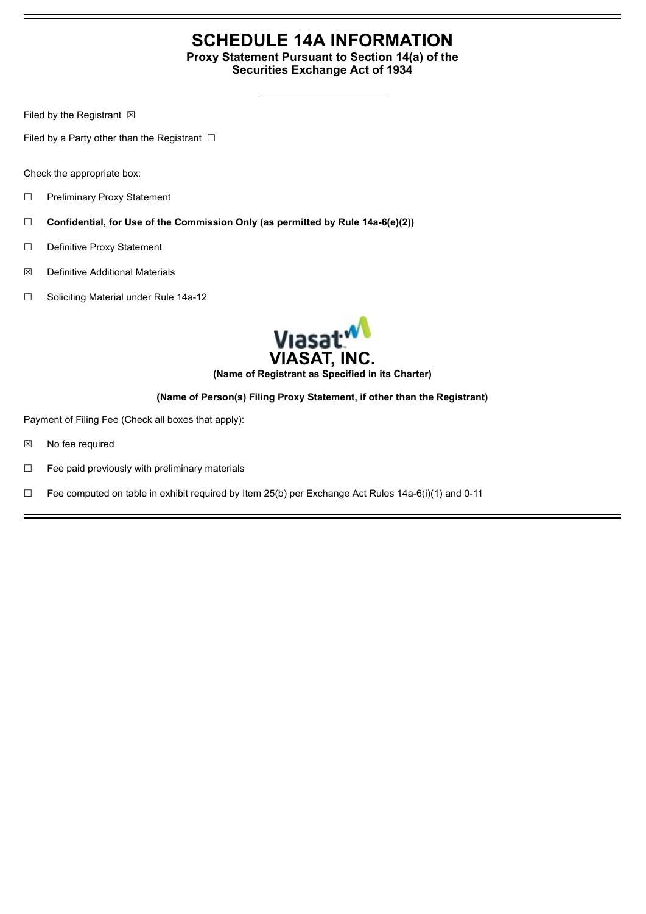# SCHEDULE 14A INFORMATION

**Proxy Statement Pursuant to Section 14(a) of the Securities Exchange Act of 1934**

Filed by the Registrant ☒

Filed by a Party other than the Registrant ☐

Check the appropriate box:

☐ Preliminary Proxy Statement

☐ **Confidential, for Use of the Commission Only (as permitted by Rule 14a-6(e)(2))**

☐ Definitive Proxy Statement

☒ Definitive Additional Materials

☐ Soliciting Material under Rule 14a-12

**VIASAT, INC.**

**(Name of Registrant as Specified in its Charter)**

**(Name of Person(s) Filing Proxy Statement, if other than the Registrant)**

Payment of Filing Fee (Check all boxes that apply):

☒ No fee required

☐ Fee paid previously with preliminary materials

☐ Fee computed on table in exhibit required by Item 25(b) per Exchange Act Rules 14a-6(i)(1) and 0-11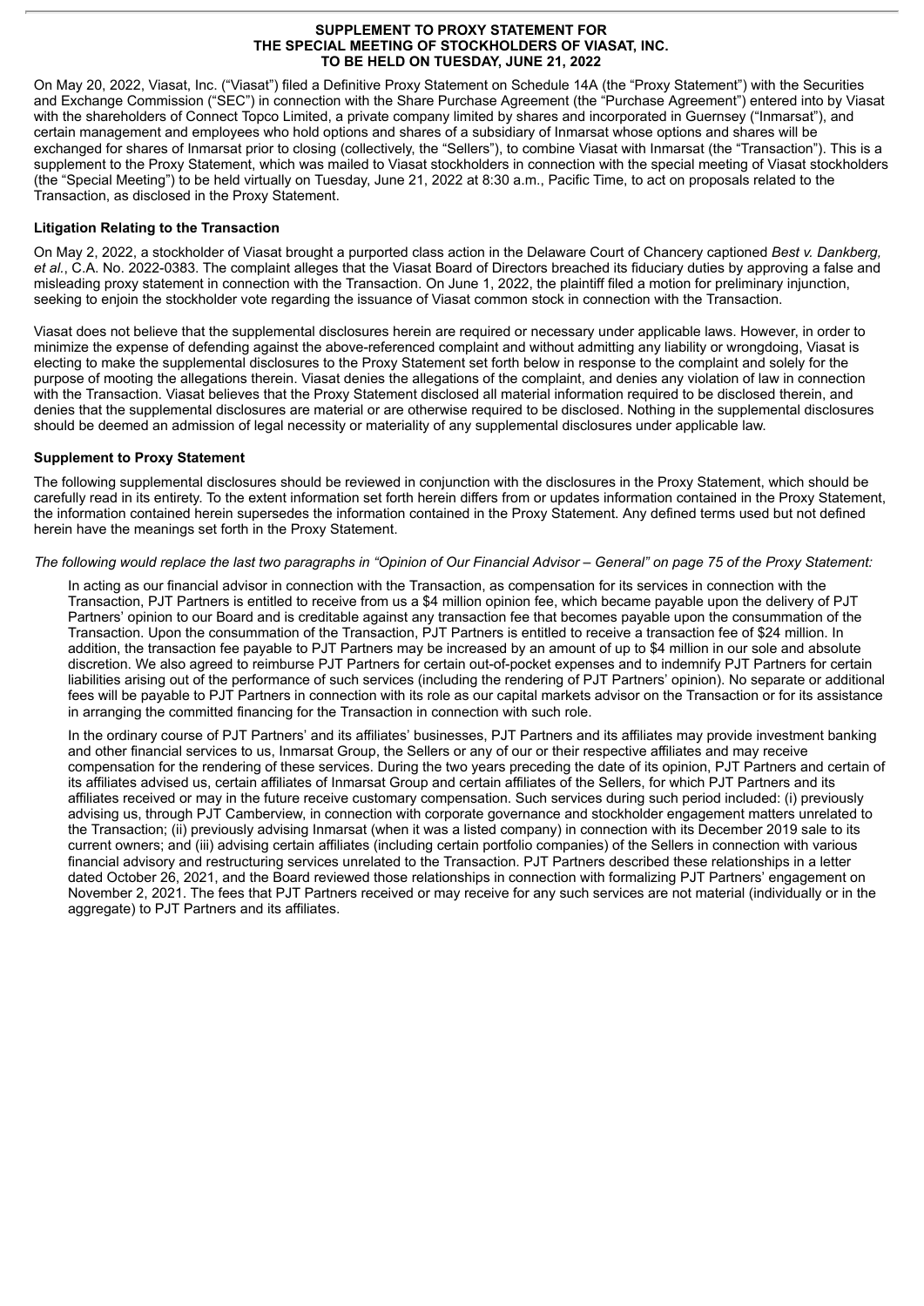**SUPPLEMENT TO PROXY STATEMENT FOR THE SPECIAL MEETING OF STOCKHOLDERS OF VIASAT, INC. TO BE HELD ON TUESDAY, JUNE 21, 2022**

On May 20, 2022, Viasat, Inc. ("Viasat") filed a Definitive Proxy Statement on Schedule 14A (the "Proxy Statement") with the Securities and Exchange Commission ("SEC") in connection with the Share Purchase Agreement (the "Purchase Agreement") entered into by Viasat with the shareholders of Connect Topco Limited, a private company limited by shares and incorporated in Guernsey ("Inmarsat"), and certain management and employees who hold options and shares of a subsidiary of Inmarsat whose options and shares will be exchanged for shares of Inmarsat prior to closing (collectively, the "Sellers"), to combine Viasat with Inmarsat (the "Transaction"). This is a supplement to the Proxy Statement, which was mailed to Viasat stockholders in connection with the special meeting of Viasat stockholders (the "Special Meeting") to be held virtually on Tuesday, June 21, 2022 at 8:30 a.m., Pacific Time, to act on proposals related to the Transaction, as disclosed in the Proxy Statement.

**Litigation Relating to the Transaction**

On May 2, 2022, a stockholder of Viasat brought a purported class action in the Delaware Court of Chancery captioned *Best v. Dankberg, et al.*, C.A. No. 2022-0383. The complaint alleges that the Viasat Board of Directors breached its fiduciary duties by approving a false and misleading proxy statement in connection with the Transaction. On June 1, 2022, the plaintiff filed a motion for preliminary injunction, seeking to enjoin the stockholder vote regarding the issuance of Viasat common stock in connection with the Transaction.

Viasat does not believe that the supplemental disclosures herein are required or necessary under applicable laws. However, in order to minimize the expense of defending against the above-referenced complaint and without admitting any liability or wrongdoing, Viasat is electing to make the supplemental disclosures to the Proxy Statement set forth below in response to the complaint and solely for the purpose of mooting the allegations therein. Viasat denies the allegations of the complaint, and denies any violation of law in connection with the Transaction. Viasat believes that the Proxy Statement disclosed all material information required to be disclosed therein, and denies that the supplemental disclosures are material or are otherwise required to be disclosed. Nothing in the supplemental disclosures should be deemed an admission of legal necessity or materiality of any supplemental disclosures under applicable law.

**Supplement to Proxy Statement**

The following supplemental disclosures should be reviewed in conjunction with the disclosures in the Proxy Statement, which should be carefully read in its entirety. To the extent information set forth herein differs from or updates information contained in the Proxy Statement, the information contained herein supersedes the information contained in the Proxy Statement. Any defined terms used but not defined herein have the meanings set forth in the Proxy Statement.

*The following would replace the last two paragraphs in "Opinion of Our Financial Advisor – General" on page 75 of the Proxy Statement:*

> In acting as our financial advisor in connection with the Transaction, as compensation for its services in connection with the Transaction, PJT Partners is entitled to receive from us a $4 million opinion fee, which became payable upon the delivery of PJT Partners' opinion to our Board and is creditable against any transaction fee that becomes payable upon the consummation of the Transaction. Upon the consummation of the Transaction, PJT Partners is entitled to receive a transaction fee of $24 million. In addition, the transaction fee payable to PJT Partners may be increased by an amount of up to $4 million in our sole and absolute discretion. We also agreed to reimburse PJT Partners for certain out-of-pocket expenses and to indemnify PJT Partners for certain liabilities arising out of the performance of such services (including the rendering of PJT Partners' opinion). No separate or additional fees will be payable to PJT Partners in connection with its role as our capital markets advisor on the Transaction or for its assistance in arranging the committed financing for the Transaction in connection with such role.
>
> In the ordinary course of PJT Partners' and its affiliates' businesses, PJT Partners and its affiliates may provide investment banking and other financial services to us, Inmarsat Group, the Sellers or any of our or their respective affiliates and may receive compensation for the rendering of these services. During the two years preceding the date of its opinion, PJT Partners and certain of its affiliates advised us, certain affiliates of Inmarsat Group and certain affiliates of the Sellers, for which PJT Partners and its affiliates received or may in the future receive customary compensation. Such services during such period included: (i) previously advising us, through PJT Camberview, in connection with corporate governance and stockholder engagement matters unrelated to the Transaction; (ii) previously advising Inmarsat (when it was a listed company) in connection with its December 2019 sale to its current owners; and (iii) advising certain affiliates (including certain portfolio companies) of the Sellers in connection with various financial advisory and restructuring services unrelated to the Transaction. PJT Partners described these relationships in a letter dated October 26, 2021, and the Board reviewed those relationships in connection with formalizing PJT Partners' engagement on November 2, 2021. The fees that PJT Partners received or may receive for any such services are not material (individually or in the aggregate) to PJT Partners and its affiliates.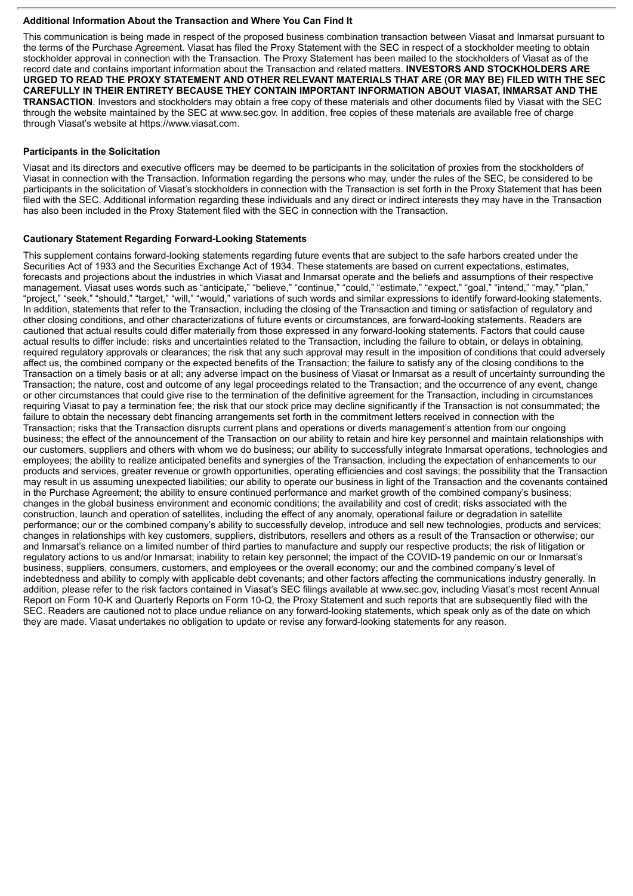### Additional Information About the Transaction and Where You Can Find It

This communication is being made in respect of the proposed business combination transaction between Viasat and Inmarsat pursuant to the terms of the Purchase Agreement. Viasat has filed the Proxy Statement with the SEC in respect of a stockholder meeting to obtain stockholder approval in connection with the Transaction. The Proxy Statement has been mailed to the stockholders of Viasat as of the record date and contains important information about the Transaction and related matters. **INVESTORS AND STOCKHOLDERS ARE URGED TO READ THE PROXY STATEMENT AND OTHER RELEVANT MATERIALS THAT ARE (OR MAY BE) FILED WITH THE SEC CAREFULLY IN THEIR ENTIRETY BECAUSE THEY CONTAIN IMPORTANT INFORMATION ABOUT VIASAT, INMARSAT AND THE TRANSACTION**. Investors and stockholders may obtain a free copy of these materials and other documents filed by Viasat with the SEC through the website maintained by the SEC at www.sec.gov. In addition, free copies of these materials are available free of charge through Viasat's website at https://www.viasat.com.

### Participants in the Solicitation

Viasat and its directors and executive officers may be deemed to be participants in the solicitation of proxies from the stockholders of Viasat in connection with the Transaction. Information regarding the persons who may, under the rules of the SEC, be considered to be participants in the solicitation of Viasat's stockholders in connection with the Transaction is set forth in the Proxy Statement that has been filed with the SEC. Additional information regarding these individuals and any direct or indirect interests they may have in the Transaction has also been included in the Proxy Statement filed with the SEC in connection with the Transaction.

### Cautionary Statement Regarding Forward-Looking Statements

This supplement contains forward-looking statements regarding future events that are subject to the safe harbors created under the Securities Act of 1933 and the Securities Exchange Act of 1934. These statements are based on current expectations, estimates, forecasts and projections about the industries in which Viasat and Inmarsat operate and the beliefs and assumptions of their respective management. Viasat uses words such as "anticipate," "believe," "continue," "could," "estimate," "expect," "goal," "intend," "may," "plan," "project," "seek," "should," "target," "will," "would," variations of such words and similar expressions to identify forward-looking statements. In addition, statements that refer to the Transaction, including the closing of the Transaction and timing or satisfaction of regulatory and other closing conditions, and other characterizations of future events or circumstances, are forward-looking statements. Readers are cautioned that actual results could differ materially from those expressed in any forward-looking statements. Factors that could cause actual results to differ include: risks and uncertainties related to the Transaction, including the failure to obtain, or delays in obtaining, required regulatory approvals or clearances; the risk that any such approval may result in the imposition of conditions that could adversely affect us, the combined company or the expected benefits of the Transaction; the failure to satisfy any of the closing conditions to the Transaction on a timely basis or at all; any adverse impact on the business of Viasat or Inmarsat as a result of uncertainty surrounding the Transaction; the nature, cost and outcome of any legal proceedings related to the Transaction; and the occurrence of any event, change or other circumstances that could give rise to the termination of the definitive agreement for the Transaction, including in circumstances requiring Viasat to pay a termination fee; the risk that our stock price may decline significantly if the Transaction is not consummated; the failure to obtain the necessary debt financing arrangements set forth in the commitment letters received in connection with the Transaction; risks that the Transaction disrupts current plans and operations or diverts management's attention from our ongoing business; the effect of the announcement of the Transaction on our ability to retain and hire key personnel and maintain relationships with our customers, suppliers and others with whom we do business; our ability to successfully integrate Inmarsat operations, technologies and employees; the ability to realize anticipated benefits and synergies of the Transaction, including the expectation of enhancements to our products and services, greater revenue or growth opportunities, operating efficiencies and cost savings; the possibility that the Transaction may result in us assuming unexpected liabilities; our ability to operate our business in light of the Transaction and the covenants contained in the Purchase Agreement; the ability to ensure continued performance and market growth of the combined company's business; changes in the global business environment and economic conditions; the availability and cost of credit; risks associated with the construction, launch and operation of satellites, including the effect of any anomaly, operational failure or degradation in satellite performance; our or the combined company's ability to successfully develop, introduce and sell new technologies, products and services; changes in relationships with key customers, suppliers, distributors, resellers and others as a result of the Transaction or otherwise; our and Inmarsat's reliance on a limited number of third parties to manufacture and supply our respective products; the risk of litigation or regulatory actions to us and/or Inmarsat; inability to retain key personnel; the impact of the COVID-19 pandemic on our or Inmarsat's business, suppliers, consumers, customers, and employees or the overall economy; our and the combined company's level of indebtedness and ability to comply with applicable debt covenants; and other factors affecting the communications industry generally. In addition, please refer to the risk factors contained in Viasat's SEC filings available at www.sec.gov, including Viasat's most recent Annual Report on Form 10-K and Quarterly Reports on Form 10-Q, the Proxy Statement and such reports that are subsequently filed with the SEC. Readers are cautioned not to place undue reliance on any forward-looking statements, which speak only as of the date on which they are made. Viasat undertakes no obligation to update or revise any forward-looking statements for any reason.